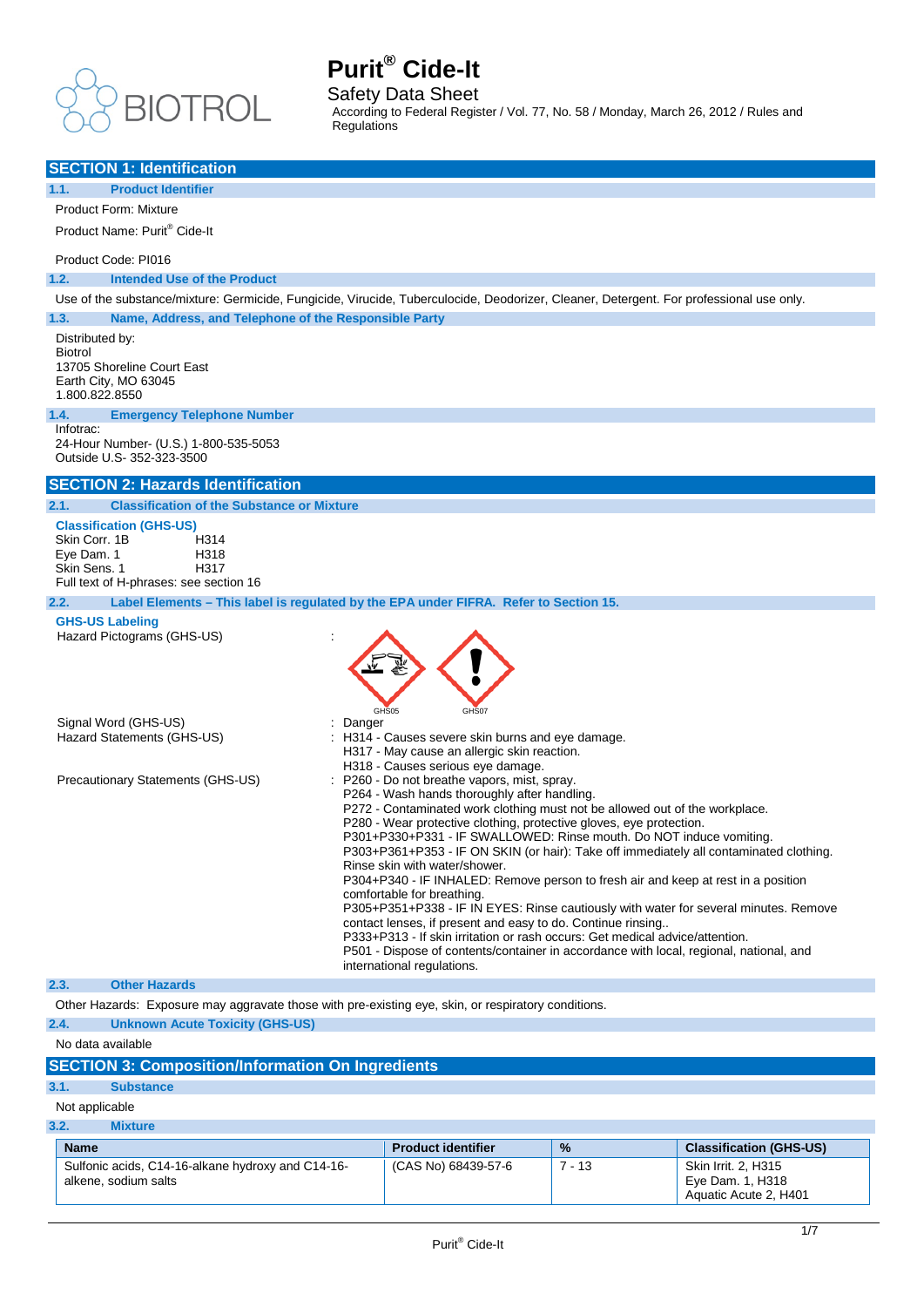# Purit® Cide-It

Safety Data Sheet

According to Federal Register / Vol. 77, No. 58 / Monday, March 26, 2012 / Rules and Regulations

## SECTION 1: Identification

### 1.1. Product Identifier

Product Form: Mixture

Product Name: Purit® Cide-It

Product Code: PI016

### 1.2. Intended Use of the Product

Use of the substance/mixture: Germicide, Fungicide, Virucide, Tuberculocide, Deodorizer, Cleaner, Detergent. For professional use only.

### 1.3. Name, Address, and Telephone of the Responsible Party

Distributed by:
Biotrol
13705 Shoreline Court East
Earth City, MO 63045
1.800.822.8550

### 1.4. Emergency Telephone Number

Infotrac:
24-Hour Number- (U.S.) 1-800-535-5053
Outside U.S- 352-323-3500

## SECTION 2: Hazards Identification

### 2.1. Classification of the Substance or Mixture

**Classification (GHS-US)**

| | |
|---|---|
| Skin Corr. 1B | H314 |
| Eye Dam. 1 | H318 |
| Skin Sens. 1 | H317 |

Full text of H-phrases: see section 16

### 2.2. Label Elements – This label is regulated by the EPA under FIFRA. Refer to Section 15.

**GHS-US Labeling**

Hazard Pictograms (GHS-US) : GHS05 GHS07

Signal Word (GHS-US) : Danger

Hazard Statements (GHS-US) :
H314 - Causes severe skin burns and eye damage.
H317 - May cause an allergic skin reaction.
H318 - Causes serious eye damage.

Precautionary Statements (GHS-US) :
P260 - Do not breathe vapors, mist, spray.
P264 - Wash hands thoroughly after handling.
P272 - Contaminated work clothing must not be allowed out of the workplace.
P280 - Wear protective clothing, protective gloves, eye protection.
P301+P330+P331 - IF SWALLOWED: Rinse mouth. Do NOT induce vomiting.
P303+P361+P353 - IF ON SKIN (or hair): Take off immediately all contaminated clothing. Rinse skin with water/shower.
P304+P340 - IF INHALED: Remove person to fresh air and keep at rest in a position comfortable for breathing.
P305+P351+P338 - IF IN EYES: Rinse cautiously with water for several minutes. Remove contact lenses, if present and easy to do. Continue rinsing..
P333+P313 - If skin irritation or rash occurs: Get medical advice/attention.
P501 - Dispose of contents/container in accordance with local, regional, national, and international regulations.

### 2.3. Other Hazards

Other Hazards: Exposure may aggravate those with pre-existing eye, skin, or respiratory conditions.

### 2.4. Unknown Acute Toxicity (GHS-US)

No data available

## SECTION 3: Composition/Information On Ingredients

### 3.1. Substance

Not applicable

### 3.2. Mixture

| Name | Product identifier | % | Classification (GHS-US) |
|---|---|---|---|
| Sulfonic acids, C14-16-alkane hydroxy and C14-16-alkene, sodium salts | (CAS No) 68439-57-6 | 7 - 13 | Skin Irrit. 2, H315<br>Eye Dam. 1, H318<br>Aquatic Acute 2, H401 |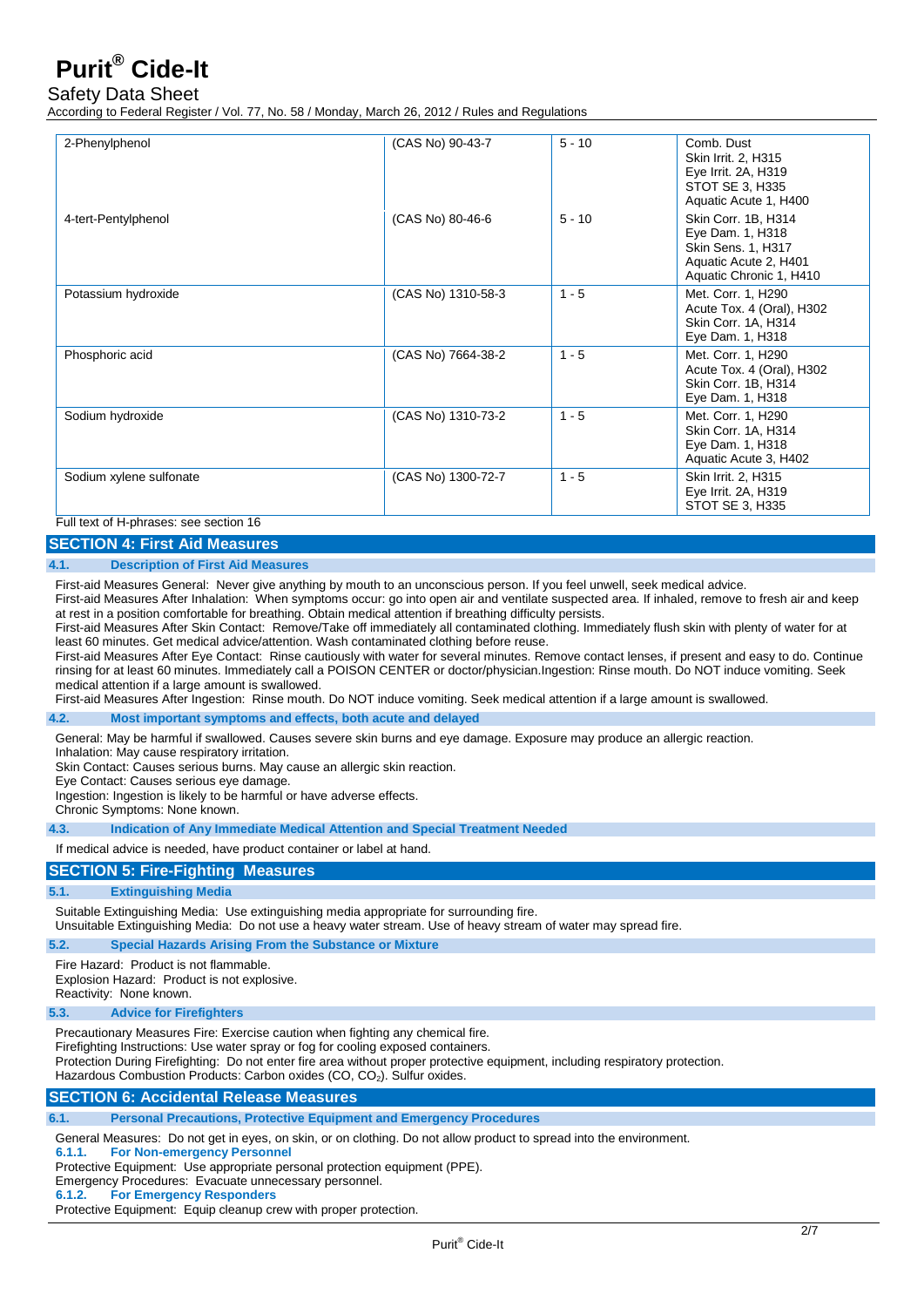| | | | |
|---|---|---|---|
| 2-Phenylphenol | (CAS No) 90-43-7 | 5 - 10 | Comb. Dust<br>Skin Irrit. 2, H315<br>Eye Irrit. 2A, H319<br>STOT SE 3, H335<br>Aquatic Acute 1, H400 |
| 4-tert-Pentylphenol | (CAS No) 80-46-6 | 5 - 10 | Skin Corr. 1B, H314<br>Eye Dam. 1, H318<br>Skin Sens. 1, H317<br>Aquatic Acute 2, H401<br>Aquatic Chronic 1, H410 |
| Potassium hydroxide | (CAS No) 1310-58-3 | 1 - 5 | Met. Corr. 1, H290<br>Acute Tox. 4 (Oral), H302<br>Skin Corr. 1A, H314<br>Eye Dam. 1, H318 |
| Phosphoric acid | (CAS No) 7664-38-2 | 1 - 5 | Met. Corr. 1, H290<br>Acute Tox. 4 (Oral), H302<br>Skin Corr. 1B, H314<br>Eye Dam. 1, H318 |
| Sodium hydroxide | (CAS No) 1310-73-2 | 1 - 5 | Met. Corr. 1, H290<br>Skin Corr. 1A, H314<br>Eye Dam. 1, H318<br>Aquatic Acute 3, H402 |
| Sodium xylene sulfonate | (CAS No) 1300-72-7 | 1 - 5 | Skin Irrit. 2, H315<br>Eye Irrit. 2A, H319<br>STOT SE 3, H335 |

Full text of H-phrases: see section 16

## SECTION 4: First Aid Measures

### 4.1. Description of First Aid Measures

First-aid Measures General: Never give anything by mouth to an unconscious person. If you feel unwell, seek medical advice.

First-aid Measures After Inhalation: When symptoms occur: go into open air and ventilate suspected area. If inhaled, remove to fresh air and keep at rest in a position comfortable for breathing. Obtain medical attention if breathing difficulty persists.

First-aid Measures After Skin Contact: Remove/Take off immediately all contaminated clothing. Immediately flush skin with plenty of water for at least 60 minutes. Get medical advice/attention. Wash contaminated clothing before reuse.

First-aid Measures After Eye Contact: Rinse cautiously with water for several minutes. Remove contact lenses, if present and easy to do. Continue rinsing for at least 60 minutes. Immediately call a POISON CENTER or doctor/physician.Ingestion: Rinse mouth. Do NOT induce vomiting. Seek medical attention if a large amount is swallowed.

First-aid Measures After Ingestion: Rinse mouth. Do NOT induce vomiting. Seek medical attention if a large amount is swallowed.

### 4.2. Most important symptoms and effects, both acute and delayed

General: May be harmful if swallowed. Causes severe skin burns and eye damage. Exposure may produce an allergic reaction.

Inhalation: May cause respiratory irritation.

Skin Contact: Causes serious burns. May cause an allergic skin reaction.

Eye Contact: Causes serious eye damage.

Ingestion: Ingestion is likely to be harmful or have adverse effects.

Chronic Symptoms: None known.

### 4.3. Indication of Any Immediate Medical Attention and Special Treatment Needed

If medical advice is needed, have product container or label at hand.

## SECTION 5: Fire-Fighting Measures

### 5.1. Extinguishing Media

Suitable Extinguishing Media: Use extinguishing media appropriate for surrounding fire.

Unsuitable Extinguishing Media: Do not use a heavy water stream. Use of heavy stream of water may spread fire.

### 5.2. Special Hazards Arising From the Substance or Mixture

Fire Hazard: Product is not flammable.

Explosion Hazard: Product is not explosive.

Reactivity: None known.

### 5.3. Advice for Firefighters

Precautionary Measures Fire: Exercise caution when fighting any chemical fire.

Firefighting Instructions: Use water spray or fog for cooling exposed containers.

Protection During Firefighting: Do not enter fire area without proper protective equipment, including respiratory protection.

Hazardous Combustion Products: Carbon oxides ($CO$, $CO_2$). Sulfur oxides.

## SECTION 6: Accidental Release Measures

### 6.1. Personal Precautions, Protective Equipment and Emergency Procedures

General Measures: Do not get in eyes, on skin, or on clothing. Do not allow product to spread into the environment.

#### 6.1.1. For Non-emergency Personnel

Protective Equipment: Use appropriate personal protection equipment (PPE).

Emergency Procedures: Evacuate unnecessary personnel.

#### 6.1.2. For Emergency Responders

Protective Equipment: Equip cleanup crew with proper protection.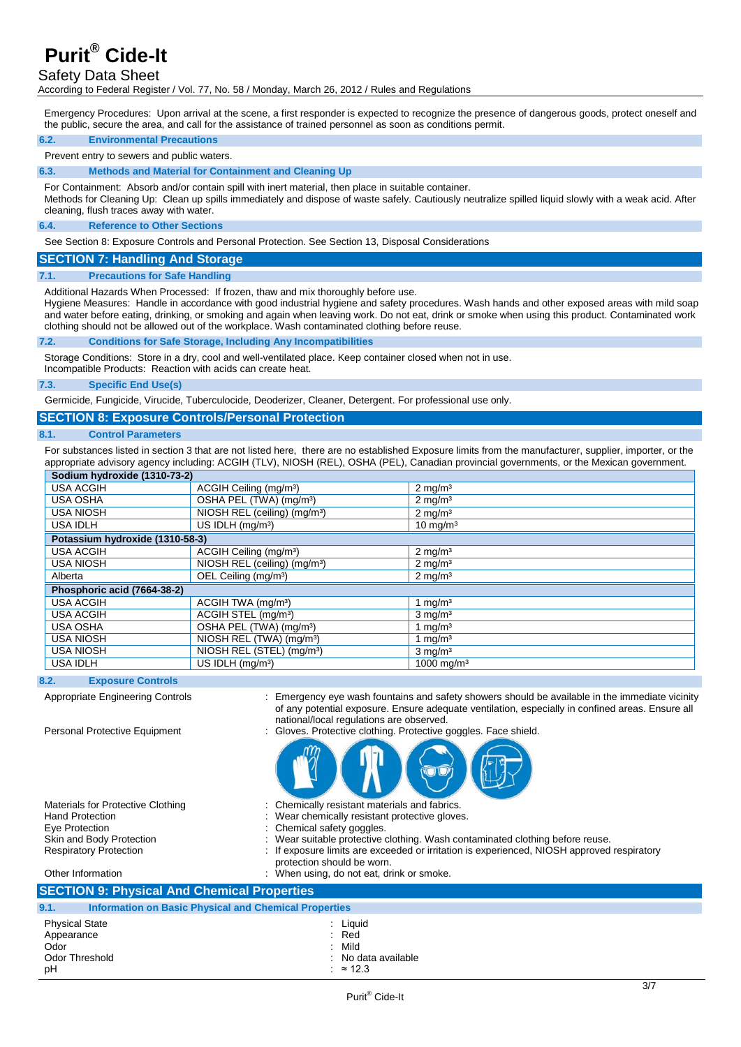Emergency Procedures: Upon arrival at the scene, a first responder is expected to recognize the presence of dangerous goods, protect oneself and the public, secure the area, and call for the assistance of trained personnel as soon as conditions permit.

### 6.2. Environmental Precautions

Prevent entry to sewers and public waters.

### 6.3. Methods and Material for Containment and Cleaning Up

For Containment: Absorb and/or contain spill with inert material, then place in suitable container.
Methods for Cleaning Up: Clean up spills immediately and dispose of waste safely. Cautiously neutralize spilled liquid slowly with a weak acid. After cleaning, flush traces away with water.

### 6.4. Reference to Other Sections

See Section 8: Exposure Controls and Personal Protection. See Section 13, Disposal Considerations

## SECTION 7: Handling And Storage

### 7.1. Precautions for Safe Handling

Additional Hazards When Processed: If frozen, thaw and mix thoroughly before use.
Hygiene Measures: Handle in accordance with good industrial hygiene and safety procedures. Wash hands and other exposed areas with mild soap and water before eating, drinking, or smoking and again when leaving work. Do not eat, drink or smoke when using this product. Contaminated work clothing should not be allowed out of the workplace. Wash contaminated clothing before reuse.

### 7.2. Conditions for Safe Storage, Including Any Incompatibilities

Storage Conditions: Store in a dry, cool and well-ventilated place. Keep container closed when not in use.
Incompatible Products: Reaction with acids can create heat.

### 7.3. Specific End Use(s)

Germicide, Fungicide, Virucide, Tuberculocide, Deoderizer, Cleaner, Detergent. For professional use only.

## SECTION 8: Exposure Controls/Personal Protection

### 8.1. Control Parameters

For substances listed in section 3 that are not listed here, there are no established Exposure limits from the manufacturer, supplier, importer, or the appropriate advisory agency including: ACGIH (TLV), NIOSH (REL), OSHA (PEL), Canadian provincial governments, or the Mexican government.

| **Sodium hydroxide (1310-73-2)** | | |
|---|---|---|
| USA ACGIH | ACGIH Ceiling (mg/m³) | 2 mg/m³ |
| USA OSHA | OSHA PEL (TWA) (mg/m³) | 2 mg/m³ |
| USA NIOSH | NIOSH REL (ceiling) (mg/m³) | 2 mg/m³ |
| USA IDLH | US IDLH (mg/m³) | 10 mg/m³ |
| **Potassium hydroxide (1310-58-3)** | | |
| USA ACGIH | ACGIH Ceiling (mg/m³) | 2 mg/m³ |
| USA NIOSH | NIOSH REL (ceiling) (mg/m³) | 2 mg/m³ |
| Alberta | OEL Ceiling (mg/m³) | 2 mg/m³ |
| **Phosphoric acid (7664-38-2)** | | |
| USA ACGIH | ACGIH TWA (mg/m³) | 1 mg/m³ |
| USA ACGIH | ACGIH STEL (mg/m³) | 3 mg/m³ |
| USA OSHA | OSHA PEL (TWA) (mg/m³) | 1 mg/m³ |
| USA NIOSH | NIOSH REL (TWA) (mg/m³) | 1 mg/m³ |
| USA NIOSH | NIOSH REL (STEL) (mg/m³) | 3 mg/m³ |
| USA IDLH | US IDLH (mg/m³) | 1000 mg/m³ |

### 8.2. Exposure Controls

Appropriate Engineering Controls : Emergency eye wash fountains and safety showers should be available in the immediate vicinity of any potential exposure. Ensure adequate ventilation, especially in confined areas. Ensure all national/local regulations are observed.

Personal Protective Equipment : Gloves. Protective clothing. Protective goggles. Face shield.

Materials for Protective Clothing : Chemically resistant materials and fabrics.

Hand Protection : Wear chemically resistant protective gloves.

Eye Protection : Chemical safety goggles.

Skin and Body Protection : Wear suitable protective clothing. Wash contaminated clothing before reuse.

Respiratory Protection : If exposure limits are exceeded or irritation is experienced, NIOSH approved respiratory protection should be worn.

Other Information : When using, do not eat, drink or smoke.

## SECTION 9: Physical And Chemical Properties

### 9.1. Information on Basic Physical and Chemical Properties

| | |
|---|---|
| Physical State | : Liquid |
| Appearance | : Red |
| Odor | : Mild |
| Odor Threshold | : No data available |
| pH | : ≈ 12.3 |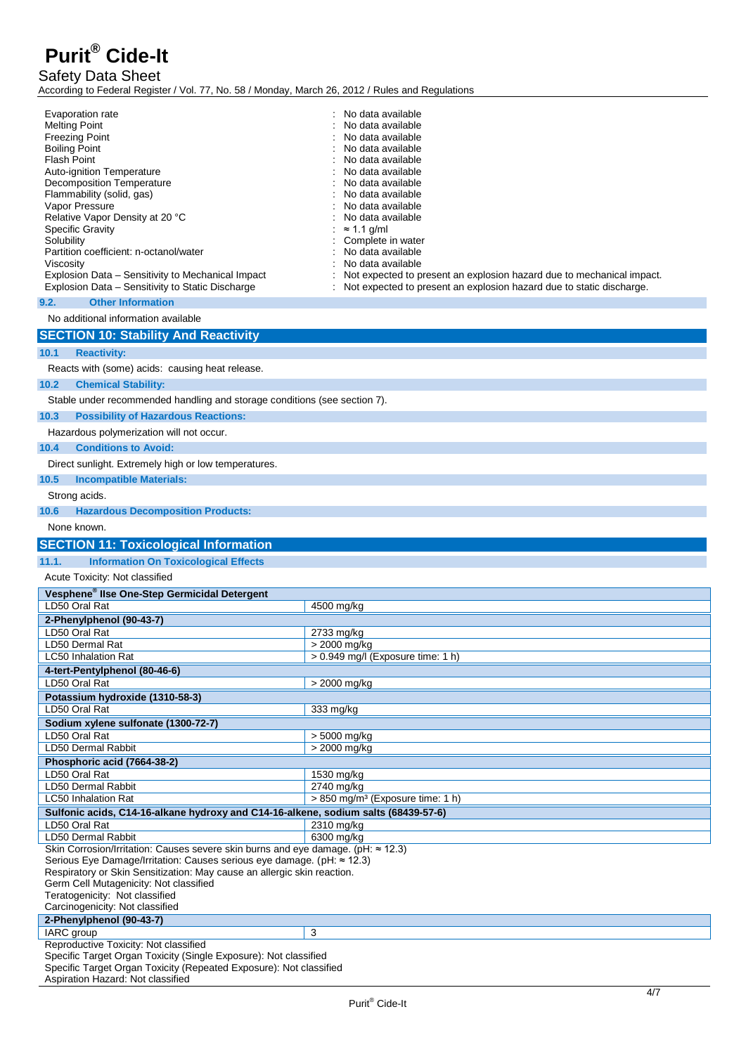| | |
|---|---|
| Evaporation rate | : No data available |
| Melting Point | : No data available |
| Freezing Point | : No data available |
| Boiling Point | : No data available |
| Flash Point | : No data available |
| Auto-ignition Temperature | : No data available |
| Decomposition Temperature | : No data available |
| Flammability (solid, gas) | : No data available |
| Vapor Pressure | : No data available |
| Relative Vapor Density at 20 °C | : No data available |
| Specific Gravity | : ≈ 1.1 g/ml |
| Solubility | : Complete in water |
| Partition coefficient: n-octanol/water | : No data available |
| Viscosity | : No data available |
| Explosion Data – Sensitivity to Mechanical Impact | : Not expected to present an explosion hazard due to mechanical impact. |
| Explosion Data – Sensitivity to Static Discharge | : Not expected to present an explosion hazard due to static discharge. |

### 9.2. Other Information

No additional information available

## SECTION 10: Stability And Reactivity

### 10.1 Reactivity:

Reacts with (some) acids: causing heat release.

### 10.2 Chemical Stability:

Stable under recommended handling and storage conditions (see section 7).

### 10.3 Possibility of Hazardous Reactions:

Hazardous polymerization will not occur.

### 10.4 Conditions to Avoid:

Direct sunlight. Extremely high or low temperatures.

### 10.5 Incompatible Materials:

Strong acids.

### 10.6 Hazardous Decomposition Products:

None known.

## SECTION 11: Toxicological Information

### 11.1. Information On Toxicological Effects

Acute Toxicity: Not classified

| **Vesphene® IIse One-Step Germicidal Detergent** | |
|---|---|
| LD50 Oral Rat | 4500 mg/kg |
| **2-Phenylphenol (90-43-7)** | |
| LD50 Oral Rat | 2733 mg/kg |
| LD50 Dermal Rat | > 2000 mg/kg |
| LC50 Inhalation Rat | > 0.949 mg/l (Exposure time: 1 h) |
| **4-tert-Pentylphenol (80-46-6)** | |
| LD50 Oral Rat | > 2000 mg/kg |
| **Potassium hydroxide (1310-58-3)** | |
| LD50 Oral Rat | 333 mg/kg |
| **Sodium xylene sulfonate (1300-72-7)** | |
| LD50 Oral Rat | > 5000 mg/kg |
| LD50 Dermal Rabbit | > 2000 mg/kg |
| **Phosphoric acid (7664-38-2)** | |
| LD50 Oral Rat | 1530 mg/kg |
| LD50 Dermal Rabbit | 2740 mg/kg |
| LC50 Inhalation Rat | > 850 mg/m³ (Exposure time: 1 h) |
| **Sulfonic acids, C14-16-alkane hydroxy and C14-16-alkene, sodium salts (68439-57-6)** | |
| LD50 Oral Rat | 2310 mg/kg |
| LD50 Dermal Rabbit | 6300 mg/kg |

Skin Corrosion/Irritation: Causes severe skin burns and eye damage. (pH: ≈ 12.3)
Serious Eye Damage/Irritation: Causes serious eye damage. (pH: ≈ 12.3)
Respiratory or Skin Sensitization: May cause an allergic skin reaction.
Germ Cell Mutagenicity: Not classified
Teratogenicity: Not classified
Carcinogenicity: Not classified

| **2-Phenylphenol (90-43-7)** | |
|---|---|
| IARC group | 3 |

Reproductive Toxicity: Not classified
Specific Target Organ Toxicity (Single Exposure): Not classified
Specific Target Organ Toxicity (Repeated Exposure): Not classified
Aspiration Hazard: Not classified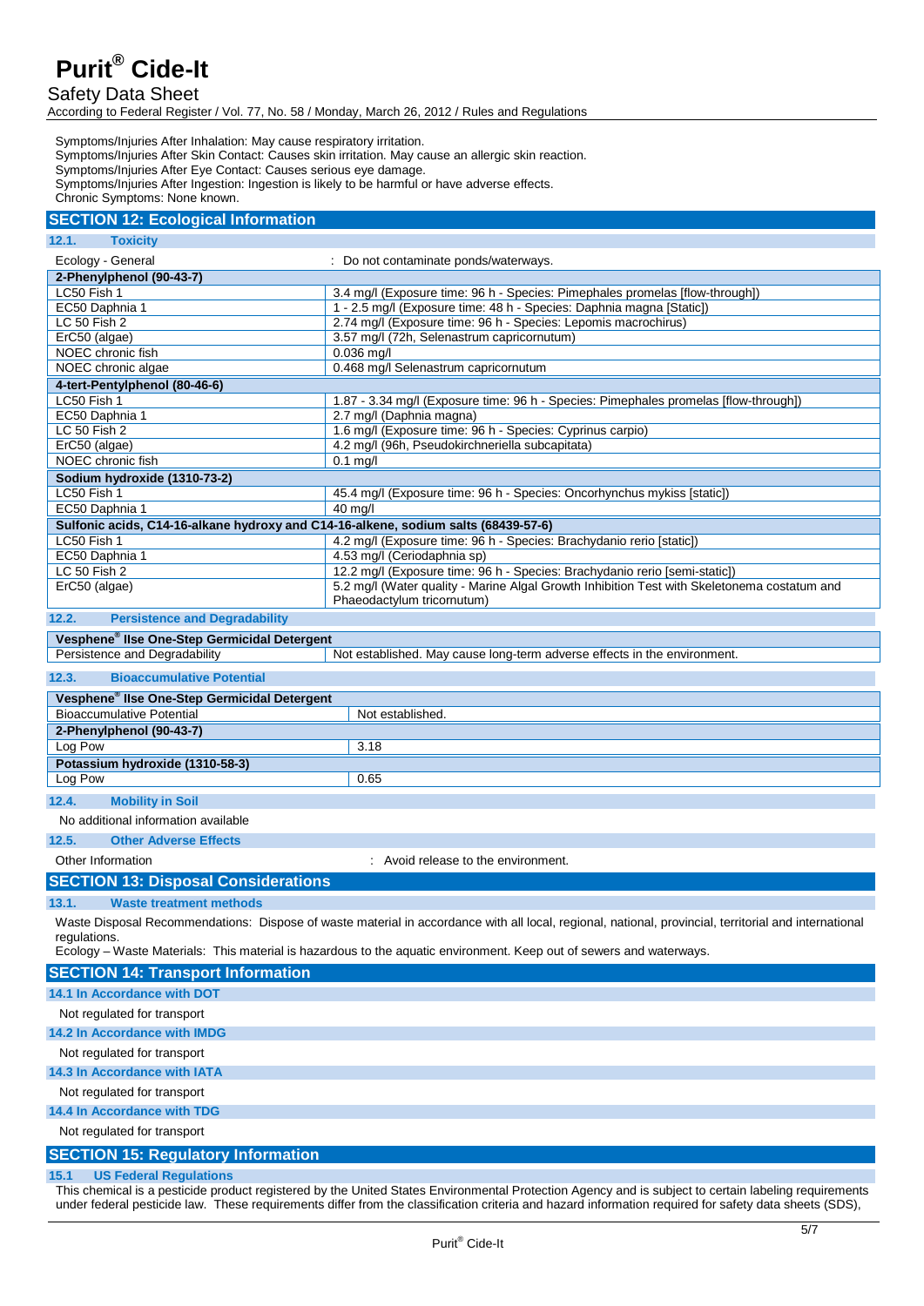Symptoms/Injuries After Inhalation: May cause respiratory irritation.
Symptoms/Injuries After Skin Contact: Causes skin irritation. May cause an allergic skin reaction.
Symptoms/Injuries After Eye Contact: Causes serious eye damage.
Symptoms/Injuries After Ingestion: Ingestion is likely to be harmful or have adverse effects.
Chronic Symptoms: None known.

## SECTION 12: Ecological Information

### 12.1. Toxicity

Ecology - General : Do not contaminate ponds/waterways.

| 2-Phenylphenol (90-43-7) | |
|---|---|
| LC50 Fish 1 | 3.4 mg/l (Exposure time: 96 h - Species: Pimephales promelas [flow-through]) |
| EC50 Daphnia 1 | 1 - 2.5 mg/l (Exposure time: 48 h - Species: Daphnia magna [Static]) |
| LC 50 Fish 2 | 2.74 mg/l (Exposure time: 96 h - Species: Lepomis macrochirus) |
| ErC50 (algae) | 3.57 mg/l (72h, Selenastrum capricornutum) |
| NOEC chronic fish | 0.036 mg/l |
| NOEC chronic algae | 0.468 mg/l Selenastrum capricornutum |
| **4-tert-Pentylphenol (80-46-6)** | |
| LC50 Fish 1 | 1.87 - 3.34 mg/l (Exposure time: 96 h - Species: Pimephales promelas [flow-through]) |
| EC50 Daphnia 1 | 2.7 mg/l (Daphnia magna) |
| LC 50 Fish 2 | 1.6 mg/l (Exposure time: 96 h - Species: Cyprinus carpio) |
| ErC50 (algae) | 4.2 mg/l (96h, Pseudokirchneriella subcapitata) |
| NOEC chronic fish | 0.1 mg/l |
| **Sodium hydroxide (1310-73-2)** | |
| LC50 Fish 1 | 45.4 mg/l (Exposure time: 96 h - Species: Oncorhynchus mykiss [static]) |
| EC50 Daphnia 1 | 40 mg/l |
| **Sulfonic acids, C14-16-alkane hydroxy and C14-16-alkene, sodium salts (68439-57-6)** | |
| LC50 Fish 1 | 4.2 mg/l (Exposure time: 96 h - Species: Brachydanio rerio [static]) |
| EC50 Daphnia 1 | 4.53 mg/l (Ceriodaphnia sp) |
| LC 50 Fish 2 | 12.2 mg/l (Exposure time: 96 h - Species: Brachydanio rerio [semi-static]) |
| ErC50 (algae) | 5.2 mg/l (Water quality - Marine Algal Growth Inhibition Test with Skeletonema costatum and Phaeodactylum tricornutum) |

### 12.2. Persistence and Degradability

| Vesphene® IIse One-Step Germicidal Detergent | |
|---|---|
| Persistence and Degradability | Not established. May cause long-term adverse effects in the environment. |

### 12.3. Bioaccumulative Potential

| Vesphene® IIse One-Step Germicidal Detergent | |
|---|---|
| Bioaccumulative Potential | Not established. |
| **2-Phenylphenol (90-43-7)** | |
| Log Pow | 3.18 |
| **Potassium hydroxide (1310-58-3)** | |
| Log Pow | 0.65 |

### 12.4. Mobility in Soil

No additional information available

### 12.5. Other Adverse Effects

Other Information : Avoid release to the environment.

## SECTION 13: Disposal Considerations

### 13.1. Waste treatment methods

Waste Disposal Recommendations: Dispose of waste material in accordance with all local, regional, national, provincial, territorial and international regulations.
Ecology – Waste Materials: This material is hazardous to the aquatic environment. Keep out of sewers and waterways.

## SECTION 14: Transport Information

### 14.1 In Accordance with DOT

Not regulated for transport

### 14.2 In Accordance with IMDG

Not regulated for transport

### 14.3 In Accordance with IATA

Not regulated for transport

### 14.4 In Accordance with TDG

Not regulated for transport

## SECTION 15: Regulatory Information

### 15.1 US Federal Regulations

This chemical is a pesticide product registered by the United States Environmental Protection Agency and is subject to certain labeling requirements under federal pesticide law. These requirements differ from the classification criteria and hazard information required for safety data sheets (SDS),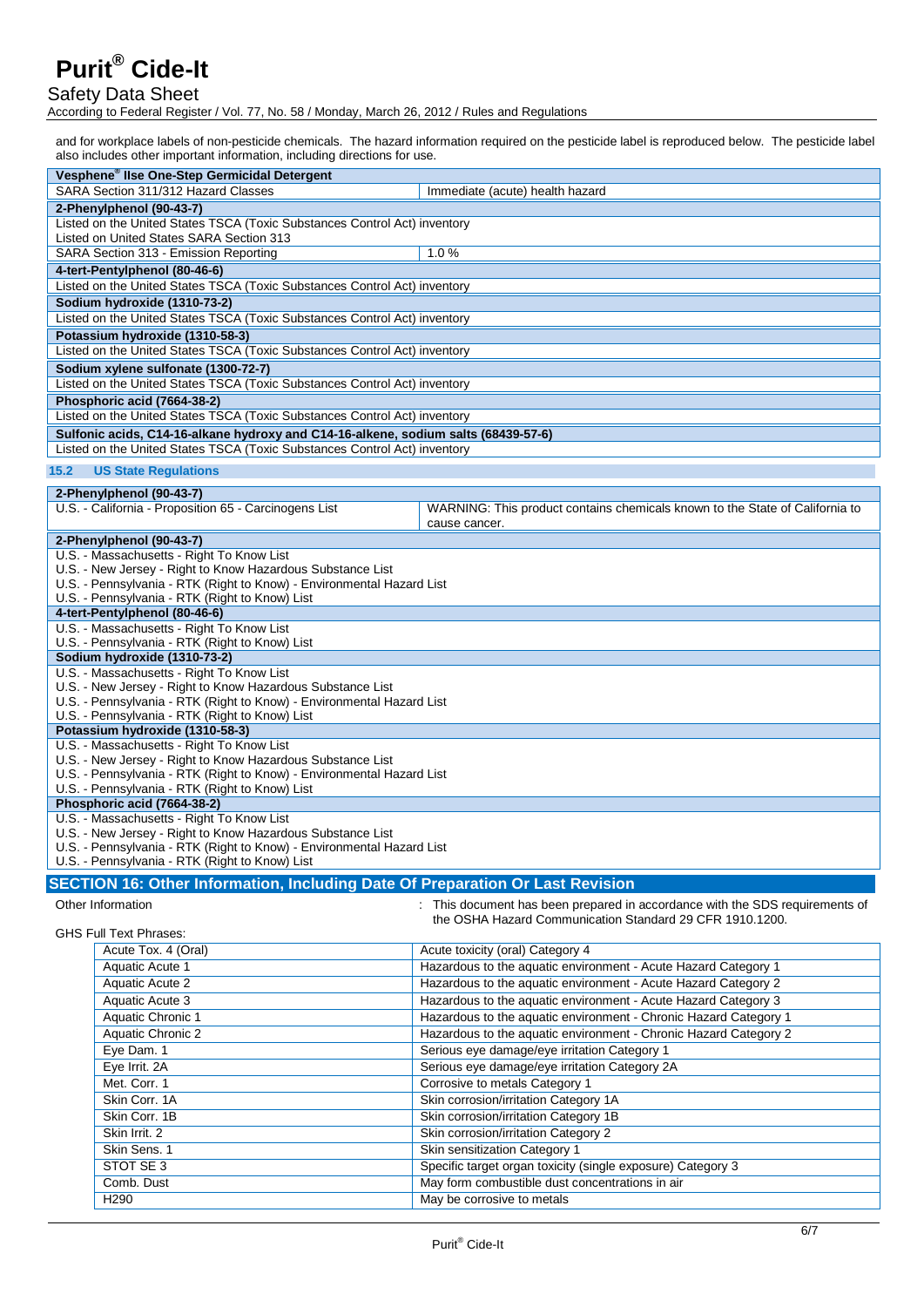and for workplace labels of non-pesticide chemicals. The hazard information required on the pesticide label is reproduced below. The pesticide label also includes other important information, including directions for use.

| **Vesphene® IIse One-Step Germicidal Detergent** | |
|---|---|
| SARA Section 311/312 Hazard Classes | Immediate (acute) health hazard |
| **2-Phenylphenol (90-43-7)** | |
| Listed on the United States TSCA (Toxic Substances Control Act) inventory<br>Listed on United States SARA Section 313 | |
| SARA Section 313 - Emission Reporting | 1.0 % |
| **4-tert-Pentylphenol (80-46-6)** | |
| Listed on the United States TSCA (Toxic Substances Control Act) inventory | |
| **Sodium hydroxide (1310-73-2)** | |
| Listed on the United States TSCA (Toxic Substances Control Act) inventory | |
| **Potassium hydroxide (1310-58-3)** | |
| Listed on the United States TSCA (Toxic Substances Control Act) inventory | |
| **Sodium xylene sulfonate (1300-72-7)** | |
| Listed on the United States TSCA (Toxic Substances Control Act) inventory | |
| **Phosphoric acid (7664-38-2)** | |
| Listed on the United States TSCA (Toxic Substances Control Act) inventory | |
| **Sulfonic acids, C14-16-alkane hydroxy and C14-16-alkene, sodium salts (68439-57-6)** | |
| Listed on the United States TSCA (Toxic Substances Control Act) inventory | |

### 15.2 US State Regulations

| **2-Phenylphenol (90-43-7)** | |
|---|---|
| U.S. - California - Proposition 65 - Carcinogens List | WARNING: This product contains chemicals known to the State of California to cause cancer. |

| **2-Phenylphenol (90-43-7)** |
|---|
| U.S. - Massachusetts - Right To Know List<br>U.S. - New Jersey - Right to Know Hazardous Substance List<br>U.S. - Pennsylvania - RTK (Right to Know) - Environmental Hazard List<br>U.S. - Pennsylvania - RTK (Right to Know) List |
| **4-tert-Pentylphenol (80-46-6)** |
| U.S. - Massachusetts - Right To Know List<br>U.S. - Pennsylvania - RTK (Right to Know) List |
| **Sodium hydroxide (1310-73-2)** |
| U.S. - Massachusetts - Right To Know List<br>U.S. - New Jersey - Right to Know Hazardous Substance List<br>U.S. - Pennsylvania - RTK (Right to Know) - Environmental Hazard List<br>U.S. - Pennsylvania - RTK (Right to Know) List |
| **Potassium hydroxide (1310-58-3)** |
| U.S. - Massachusetts - Right To Know List<br>U.S. - New Jersey - Right to Know Hazardous Substance List<br>U.S. - Pennsylvania - RTK (Right to Know) - Environmental Hazard List<br>U.S. - Pennsylvania - RTK (Right to Know) List |
| **Phosphoric acid (7664-38-2)** |
| U.S. - Massachusetts - Right To Know List<br>U.S. - New Jersey - Right to Know Hazardous Substance List<br>U.S. - Pennsylvania - RTK (Right to Know) - Environmental Hazard List<br>U.S. - Pennsylvania - RTK (Right to Know) List |

## SECTION 16: Other Information, Including Date Of Preparation Or Last Revision

Other Information : This document has been prepared in accordance with the SDS requirements of the OSHA Hazard Communication Standard 29 CFR 1910.1200.

GHS Full Text Phrases:

| | |
|---|---|
| Acute Tox. 4 (Oral) | Acute toxicity (oral) Category 4 |
| Aquatic Acute 1 | Hazardous to the aquatic environment - Acute Hazard Category 1 |
| Aquatic Acute 2 | Hazardous to the aquatic environment - Acute Hazard Category 2 |
| Aquatic Acute 3 | Hazardous to the aquatic environment - Acute Hazard Category 3 |
| Aquatic Chronic 1 | Hazardous to the aquatic environment - Chronic Hazard Category 1 |
| Aquatic Chronic 2 | Hazardous to the aquatic environment - Chronic Hazard Category 2 |
| Eye Dam. 1 | Serious eye damage/eye irritation Category 1 |
| Eye Irrit. 2A | Serious eye damage/eye irritation Category 2A |
| Met. Corr. 1 | Corrosive to metals Category 1 |
| Skin Corr. 1A | Skin corrosion/irritation Category 1A |
| Skin Corr. 1B | Skin corrosion/irritation Category 1B |
| Skin Irrit. 2 | Skin corrosion/irritation Category 2 |
| Skin Sens. 1 | Skin sensitization Category 1 |
| STOT SE 3 | Specific target organ toxicity (single exposure) Category 3 |
| Comb. Dust | May form combustible dust concentrations in air |
| H290 | May be corrosive to metals |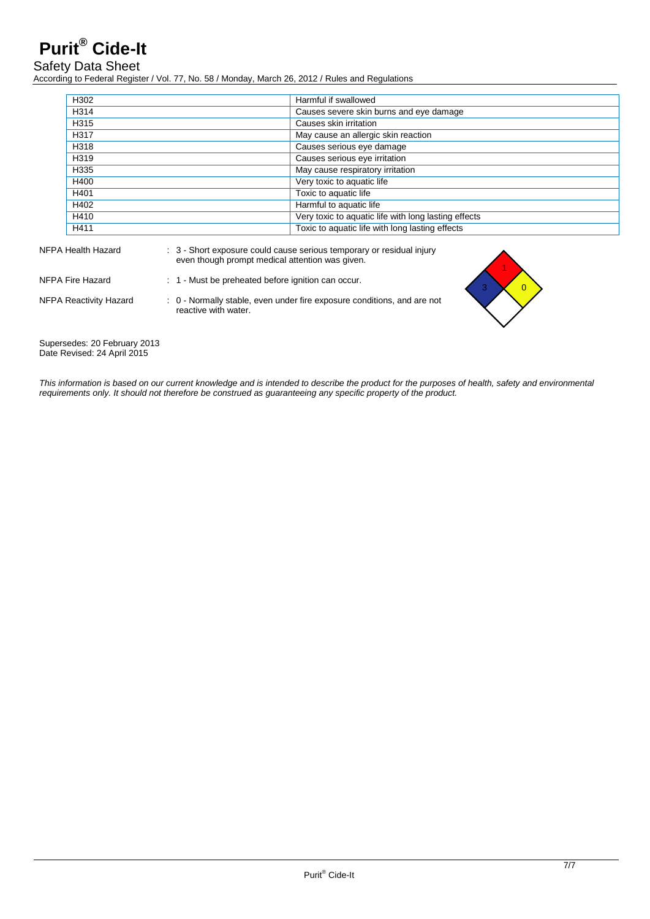| | |
|---|---|
| H302 | Harmful if swallowed |
| H314 | Causes severe skin burns and eye damage |
| H315 | Causes skin irritation |
| H317 | May cause an allergic skin reaction |
| H318 | Causes serious eye damage |
| H319 | Causes serious eye irritation |
| H335 | May cause respiratory irritation |
| H400 | Very toxic to aquatic life |
| H401 | Toxic to aquatic life |
| H402 | Harmful to aquatic life |
| H410 | Very toxic to aquatic life with long lasting effects |
| H411 | Toxic to aquatic life with long lasting effects |

NFPA Health Hazard : 3 - Short exposure could cause serious temporary or residual injury even though prompt medical attention was given.

NFPA Fire Hazard : 1 - Must be preheated before ignition can occur.

NFPA Reactivity Hazard : 0 - Normally stable, even under fire exposure conditions, and are not reactive with water.

1

3 0

Supersedes: 20 February 2013
Date Revised: 24 April 2015

*This information is based on our current knowledge and is intended to describe the product for the purposes of health, safety and environmental requirements only. It should not therefore be construed as guaranteeing any specific property of the product.*